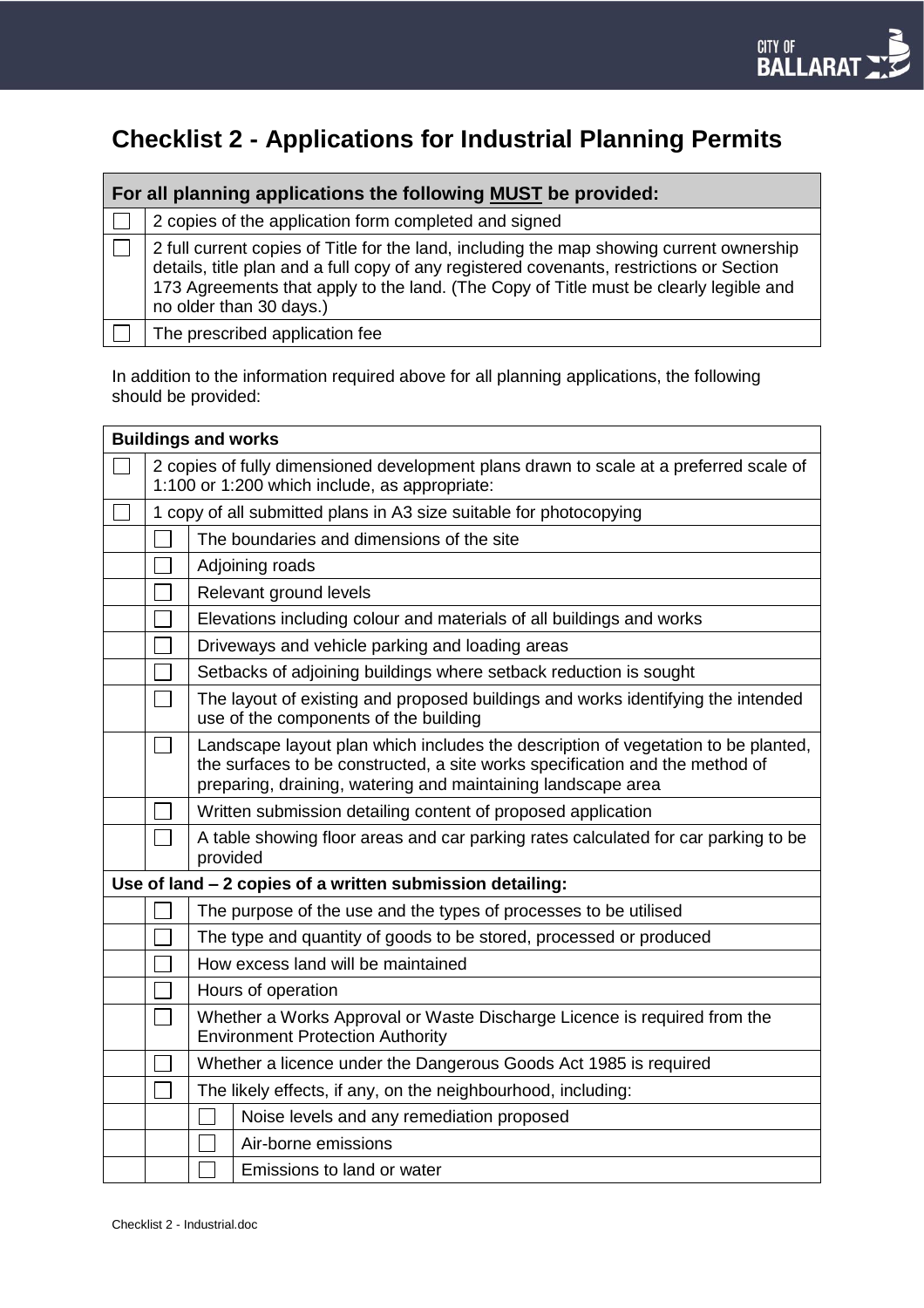# Checklist 2 - Applications for Industrial Planning Permits

| **For all planning applications the following MUST be provided:** | |
|---|---|
| ☐ | 2 copies of the application form completed and signed |
| ☐ | 2 full current copies of Title for the land, including the map showing current ownership details, title plan and a full copy of any registered covenants, restrictions or Section 173 Agreements that apply to the land. (The Copy of Title must be clearly legible and no older than 30 days.) |
| ☐ | The prescribed application fee |

In addition to the information required above for all planning applications, the following should be provided:

| **Buildings and works** | | | |
|---|---|---|---|
| ☐ | 2 copies of fully dimensioned development plans drawn to scale at a preferred scale of 1:100 or 1:200 which include, as appropriate: | | |
| ☐ | 1 copy of all submitted plans in A3 size suitable for photocopying | | |
| | ☐ | The boundaries and dimensions of the site | |
| | ☐ | Adjoining roads | |
| | ☐ | Relevant ground levels | |
| | ☐ | Elevations including colour and materials of all buildings and works | |
| | ☐ | Driveways and vehicle parking and loading areas | |
| | ☐ | Setbacks of adjoining buildings where setback reduction is sought | |
| | ☐ | The layout of existing and proposed buildings and works identifying the intended use of the components of the building | |
| | ☐ | Landscape layout plan which includes the description of vegetation to be planted, the surfaces to be constructed, a site works specification and the method of preparing, draining, watering and maintaining landscape area | |
| | ☐ | Written submission detailing content of proposed application | |
| | ☐ | A table showing floor areas and car parking rates calculated for car parking to be provided | |
| **Use of land – 2 copies of a written submission detailing:** | | | |
| | ☐ | The purpose of the use and the types of processes to be utilised | |
| | ☐ | The type and quantity of goods to be stored, processed or produced | |
| | ☐ | How excess land will be maintained | |
| | ☐ | Hours of operation | |
| | ☐ | Whether a Works Approval or Waste Discharge Licence is required from the Environment Protection Authority | |
| | ☐ | Whether a licence under the Dangerous Goods Act 1985 is required | |
| | ☐ | The likely effects, if any, on the neighbourhood, including: | |
| | | ☐ | Noise levels and any remediation proposed |
| | | ☐ | Air-borne emissions |
| | | ☐ | Emissions to land or water |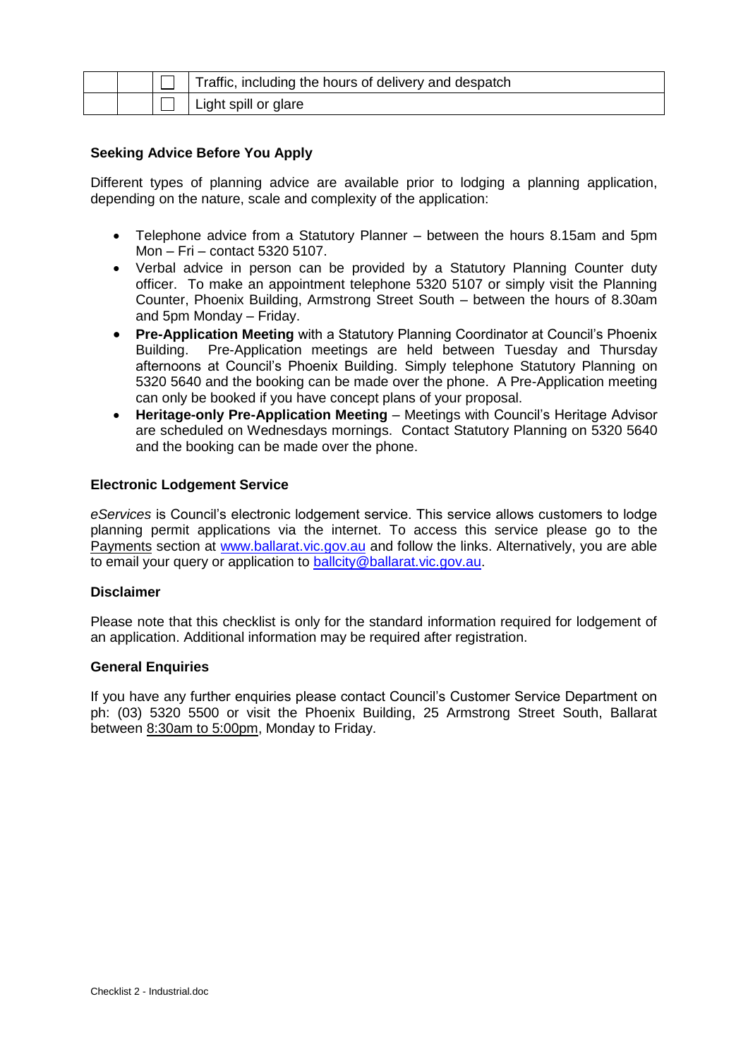| | | | |
|---|---|---|---|
| | | ☐ | Traffic, including the hours of delivery and despatch |
| | | ☐ | Light spill or glare |

**Seeking Advice Before You Apply**

Different types of planning advice are available prior to lodging a planning application, depending on the nature, scale and complexity of the application:

- Telephone advice from a Statutory Planner – between the hours 8.15am and 5pm Mon – Fri – contact 5320 5107.
- Verbal advice in person can be provided by a Statutory Planning Counter duty officer. To make an appointment telephone 5320 5107 or simply visit the Planning Counter, Phoenix Building, Armstrong Street South – between the hours of 8.30am and 5pm Monday – Friday.
- **Pre-Application Meeting** with a Statutory Planning Coordinator at Council's Phoenix Building. Pre-Application meetings are held between Tuesday and Thursday afternoons at Council's Phoenix Building. Simply telephone Statutory Planning on 5320 5640 and the booking can be made over the phone. A Pre-Application meeting can only be booked if you have concept plans of your proposal.
- **Heritage-only Pre-Application Meeting** – Meetings with Council's Heritage Advisor are scheduled on Wednesdays mornings. Contact Statutory Planning on 5320 5640 and the booking can be made over the phone.

**Electronic Lodgement Service**

*eServices* is Council's electronic lodgement service. This service allows customers to lodge planning permit applications via the internet. To access this service please go to the Payments section at www.ballarat.vic.gov.au and follow the links. Alternatively, you are able to email your query or application to ballcity@ballarat.vic.gov.au.

**Disclaimer**

Please note that this checklist is only for the standard information required for lodgement of an application. Additional information may be required after registration.

**General Enquiries**

If you have any further enquiries please contact Council's Customer Service Department on ph: (03) 5320 5500 or visit the Phoenix Building, 25 Armstrong Street South, Ballarat between 8:30am to 5:00pm, Monday to Friday.